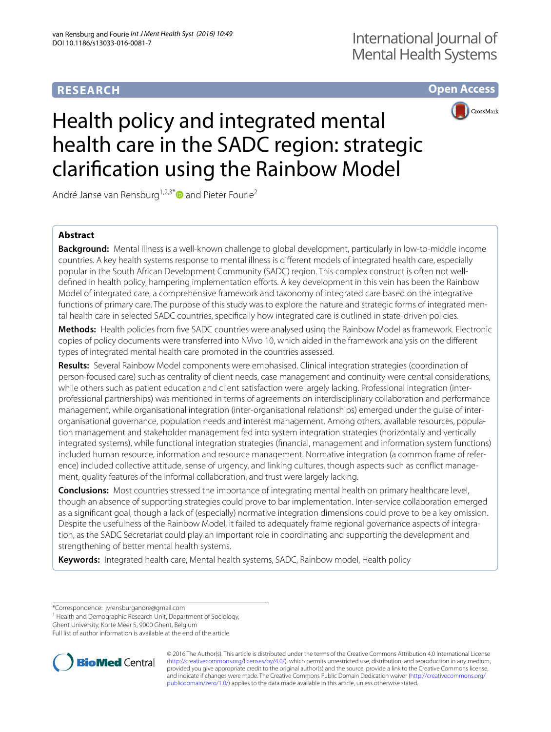RESEARCH

Open Access

# Health policy and integrated mental health care in the SADC region: strategic clarification using the Rainbow Model

André Janse van Rensburg[1,2,3*] and Pieter Fourie[2]

## Abstract

**Background:** Mental illness is a well-known challenge to global development, particularly in low-to-middle income countries. A key health systems response to mental illness is different models of integrated health care, especially popular in the South African Development Community (SADC) region. This complex construct is often not well-defined in health policy, hampering implementation efforts. A key development in this vein has been the Rainbow Model of integrated care, a comprehensive framework and taxonomy of integrated care based on the integrative functions of primary care. The purpose of this study was to explore the nature and strategic forms of integrated mental health care in selected SADC countries, specifically how integrated care is outlined in state-driven policies.

**Methods:** Health policies from five SADC countries were analysed using the Rainbow Model as framework. Electronic copies of policy documents were transferred into NVivo 10, which aided in the framework analysis on the different types of integrated mental health care promoted in the countries assessed.

**Results:** Several Rainbow Model components were emphasised. Clinical integration strategies (coordination of person-focused care) such as centrality of client needs, case management and continuity were central considerations, while others such as patient education and client satisfaction were largely lacking. Professional integration (inter-professional partnerships) was mentioned in terms of agreements on interdisciplinary collaboration and performance management, while organisational integration (inter-organisational relationships) emerged under the guise of inter-organisational governance, population needs and interest management. Among others, available resources, population management and stakeholder management fed into system integration strategies (horizontally and vertically integrated systems), while functional integration strategies (financial, management and information system functions) included human resource, information and resource management. Normative integration (a common frame of reference) included collective attitude, sense of urgency, and linking cultures, though aspects such as conflict management, quality features of the informal collaboration, and trust were largely lacking.

**Conclusions:** Most countries stressed the importance of integrating mental health on primary healthcare level, though an absence of supporting strategies could prove to bar implementation. Inter-service collaboration emerged as a significant goal, though a lack of (especially) normative integration dimensions could prove to be a key omission. Despite the usefulness of the Rainbow Model, it failed to adequately frame regional governance aspects of integration, as the SADC Secretariat could play an important role in coordinating and supporting the development and strengthening of better mental health systems.

**Keywords:** Integrated health care, Mental health systems, SADC, Rainbow model, Health policy

*Correspondence: jvrensburgandre@gmail.com

[1] Health and Demographic Research Unit, Department of Sociology, Ghent University, Korte Meer 5, 9000 Ghent, Belgium

Full list of author information is available at the end of the article

© 2016 The Author(s). This article is distributed under the terms of the Creative Commons Attribution 4.0 International License (http://creativecommons.org/licenses/by/4.0/), which permits unrestricted use, distribution, and reproduction in any medium, provided you give appropriate credit to the original author(s) and the source, provide a link to the Creative Commons license, and indicate if changes were made. The Creative Commons Public Domain Dedication waiver (http://creativecommons.org/publicdomain/zero/1.0/) applies to the data made available in this article, unless otherwise stated.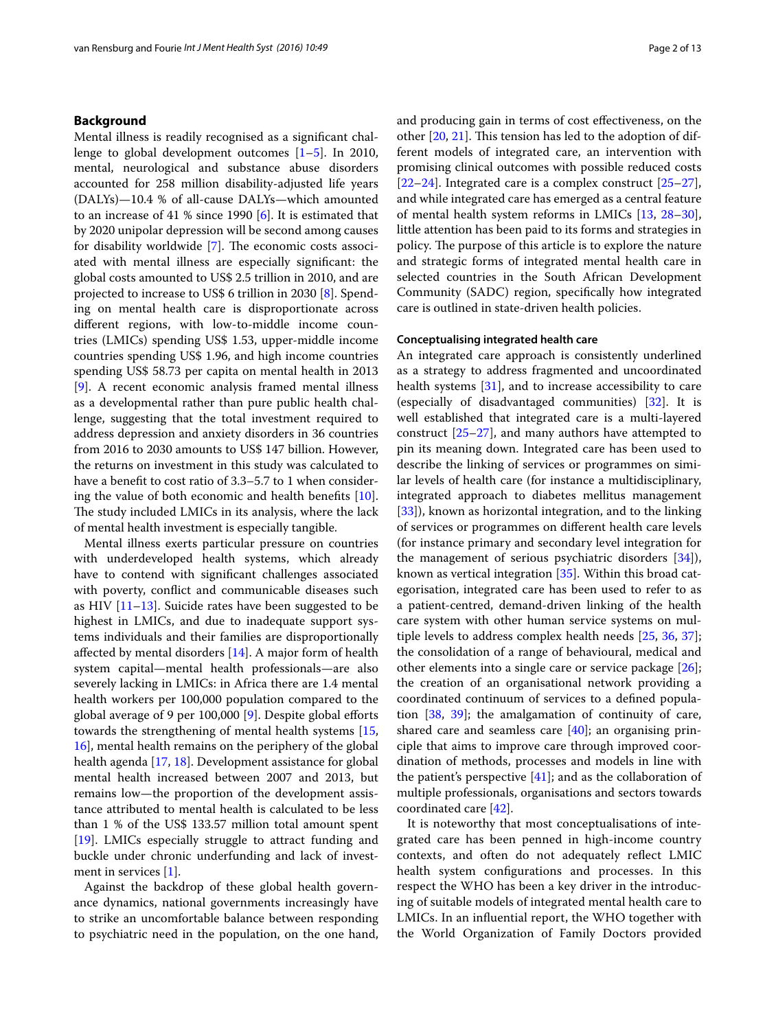## Background

Mental illness is readily recognised as a significant challenge to global development outcomes [1–5]. In 2010, mental, neurological and substance abuse disorders accounted for 258 million disability-adjusted life years (DALYs)—10.4 % of all-cause DALYs—which amounted to an increase of 41 % since 1990 [6]. It is estimated that by 2020 unipolar depression will be second among causes for disability worldwide [7]. The economic costs associated with mental illness are especially significant: the global costs amounted to US$ 2.5 trillion in 2010, and are projected to increase to US$ 6 trillion in 2030 [8]. Spending on mental health care is disproportionate across different regions, with low-to-middle income countries (LMICs) spending US$ 1.53, upper-middle income countries spending US$ 1.96, and high income countries spending US$ 58.73 per capita on mental health in 2013 [9]. A recent economic analysis framed mental illness as a developmental rather than pure public health challenge, suggesting that the total investment required to address depression and anxiety disorders in 36 countries from 2016 to 2030 amounts to US$ 147 billion. However, the returns on investment in this study was calculated to have a benefit to cost ratio of 3.3–5.7 to 1 when considering the value of both economic and health benefits [10]. The study included LMICs in its analysis, where the lack of mental health investment is especially tangible.

Mental illness exerts particular pressure on countries with underdeveloped health systems, which already have to contend with significant challenges associated with poverty, conflict and communicable diseases such as HIV [11–13]. Suicide rates have been suggested to be highest in LMICs, and due to inadequate support systems individuals and their families are disproportionally affected by mental disorders [14]. A major form of health system capital—mental health professionals—are also severely lacking in LMICs: in Africa there are 1.4 mental health workers per 100,000 population compared to the global average of 9 per 100,000 [9]. Despite global efforts towards the strengthening of mental health systems [15, 16], mental health remains on the periphery of the global health agenda [17, 18]. Development assistance for global mental health increased between 2007 and 2013, but remains low—the proportion of the development assistance attributed to mental health is calculated to be less than 1 % of the US$ 133.57 million total amount spent [19]. LMICs especially struggle to attract funding and buckle under chronic underfunding and lack of investment in services [1].

Against the backdrop of these global health governance dynamics, national governments increasingly have to strike an uncomfortable balance between responding to psychiatric need in the population, on the one hand, and producing gain in terms of cost effectiveness, on the other [20, 21]. This tension has led to the adoption of different models of integrated care, an intervention with promising clinical outcomes with possible reduced costs [22–24]. Integrated care is a complex construct [25–27], and while integrated care has emerged as a central feature of mental health system reforms in LMICs [13, 28–30], little attention has been paid to its forms and strategies in policy. The purpose of this article is to explore the nature and strategic forms of integrated mental health care in selected countries in the South African Development Community (SADC) region, specifically how integrated care is outlined in state-driven health policies.

### Conceptualising integrated health care

An integrated care approach is consistently underlined as a strategy to address fragmented and uncoordinated health systems [31], and to increase accessibility to care (especially of disadvantaged communities) [32]. It is well established that integrated care is a multi-layered construct [25–27], and many authors have attempted to pin its meaning down. Integrated care has been used to describe the linking of services or programmes on similar levels of health care (for instance a multidisciplinary, integrated approach to diabetes mellitus management [33]), known as horizontal integration, and to the linking of services or programmes on different health care levels (for instance primary and secondary level integration for the management of serious psychiatric disorders [34]), known as vertical integration [35]. Within this broad categorisation, integrated care has been used to refer to as a patient-centred, demand-driven linking of the health care system with other human service systems on multiple levels to address complex health needs [25, 36, 37]; the consolidation of a range of behavioural, medical and other elements into a single care or service package [26]; the creation of an organisational network providing a coordinated continuum of services to a defined population [38, 39]; the amalgamation of continuity of care, shared care and seamless care [40]; an organising principle that aims to improve care through improved coordination of methods, processes and models in line with the patient's perspective [41]; and as the collaboration of multiple professionals, organisations and sectors towards coordinated care [42].

It is noteworthy that most conceptualisations of integrated care has been penned in high-income country contexts, and often do not adequately reflect LMIC health system configurations and processes. In this respect the WHO has been a key driver in the introducing of suitable models of integrated mental health care to LMICs. In an influential report, the WHO together with the World Organization of Family Doctors provided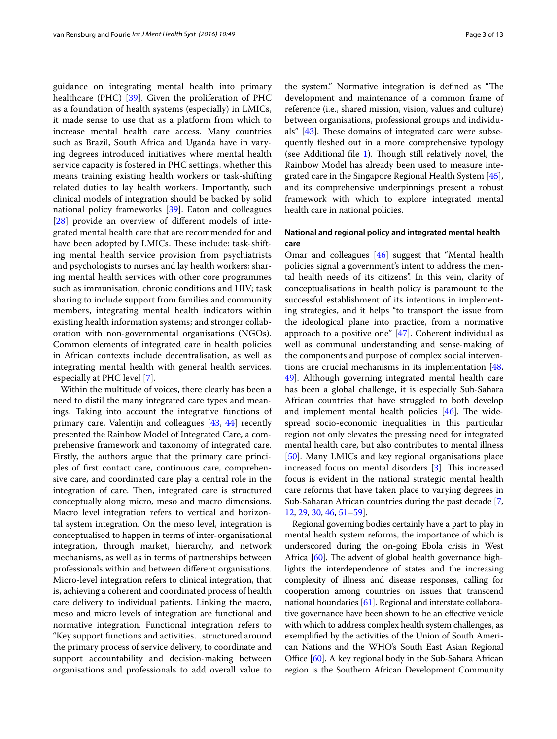guidance on integrating mental health into primary healthcare (PHC) [39]. Given the proliferation of PHC as a foundation of health systems (especially) in LMICs, it made sense to use that as a platform from which to increase mental health care access. Many countries such as Brazil, South Africa and Uganda have in varying degrees introduced initiatives where mental health service capacity is fostered in PHC settings, whether this means training existing health workers or task-shifting related duties to lay health workers. Importantly, such clinical models of integration should be backed by solid national policy frameworks [39]. Eaton and colleagues [28] provide an overview of different models of integrated mental health care that are recommended for and have been adopted by LMICs. These include: task-shifting mental health service provision from psychiatrists and psychologists to nurses and lay health workers; sharing mental health services with other core programmes such as immunisation, chronic conditions and HIV; task sharing to include support from families and community members, integrating mental health indicators within existing health information systems; and stronger collaboration with non-governmental organisations (NGOs). Common elements of integrated care in health policies in African contexts include decentralisation, as well as integrating mental health with general health services, especially at PHC level [7].

Within the multitude of voices, there clearly has been a need to distil the many integrated care types and meanings. Taking into account the integrative functions of primary care, Valentijn and colleagues [43, 44] recently presented the Rainbow Model of Integrated Care, a comprehensive framework and taxonomy of integrated care. Firstly, the authors argue that the primary care principles of first contact care, continuous care, comprehensive care, and coordinated care play a central role in the integration of care. Then, integrated care is structured conceptually along micro, meso and macro dimensions. Macro level integration refers to vertical and horizontal system integration. On the meso level, integration is conceptualised to happen in terms of inter-organisational integration, through market, hierarchy, and network mechanisms, as well as in terms of partnerships between professionals within and between different organisations. Micro-level integration refers to clinical integration, that is, achieving a coherent and coordinated process of health care delivery to individual patients. Linking the macro, meso and micro levels of integration are functional and normative integration. Functional integration refers to "Key support functions and activities…structured around the primary process of service delivery, to coordinate and support accountability and decision-making between organisations and professionals to add overall value to the system." Normative integration is defined as "The development and maintenance of a common frame of reference (i.e., shared mission, vision, values and culture) between organisations, professional groups and individuals" [43]. These domains of integrated care were subsequently fleshed out in a more comprehensive typology (see Additional file 1). Though still relatively novel, the Rainbow Model has already been used to measure integrated care in the Singapore Regional Health System [45], and its comprehensive underpinnings present a robust framework with which to explore integrated mental health care in national policies.

#### National and regional policy and integrated mental health care

Omar and colleagues [46] suggest that "Mental health policies signal a government's intent to address the mental health needs of its citizens". In this vein, clarity of conceptualisations in health policy is paramount to the successful establishment of its intentions in implementing strategies, and it helps "to transport the issue from the ideological plane into practice, from a normative approach to a positive one" [47]. Coherent individual as well as communal understanding and sense-making of the components and purpose of complex social interventions are crucial mechanisms in its implementation [48, 49]. Although governing integrated mental health care has been a global challenge, it is especially Sub-Sahara African countries that have struggled to both develop and implement mental health policies [46]. The widespread socio-economic inequalities in this particular region not only elevates the pressing need for integrated mental health care, but also contributes to mental illness [50]. Many LMICs and key regional organisations place increased focus on mental disorders [3]. This increased focus is evident in the national strategic mental health care reforms that have taken place to varying degrees in Sub-Saharan African countries during the past decade [7, 12, 29, 30, 46, 51–59].

Regional governing bodies certainly have a part to play in mental health system reforms, the importance of which is underscored during the on-going Ebola crisis in West Africa [60]. The advent of global health governance highlights the interdependence of states and the increasing complexity of illness and disease responses, calling for cooperation among countries on issues that transcend national boundaries [61]. Regional and interstate collaborative governance have been shown to be an effective vehicle with which to address complex health system challenges, as exemplified by the activities of the Union of South American Nations and the WHO's South East Asian Regional Office [60]. A key regional body in the Sub-Sahara African region is the Southern African Development Community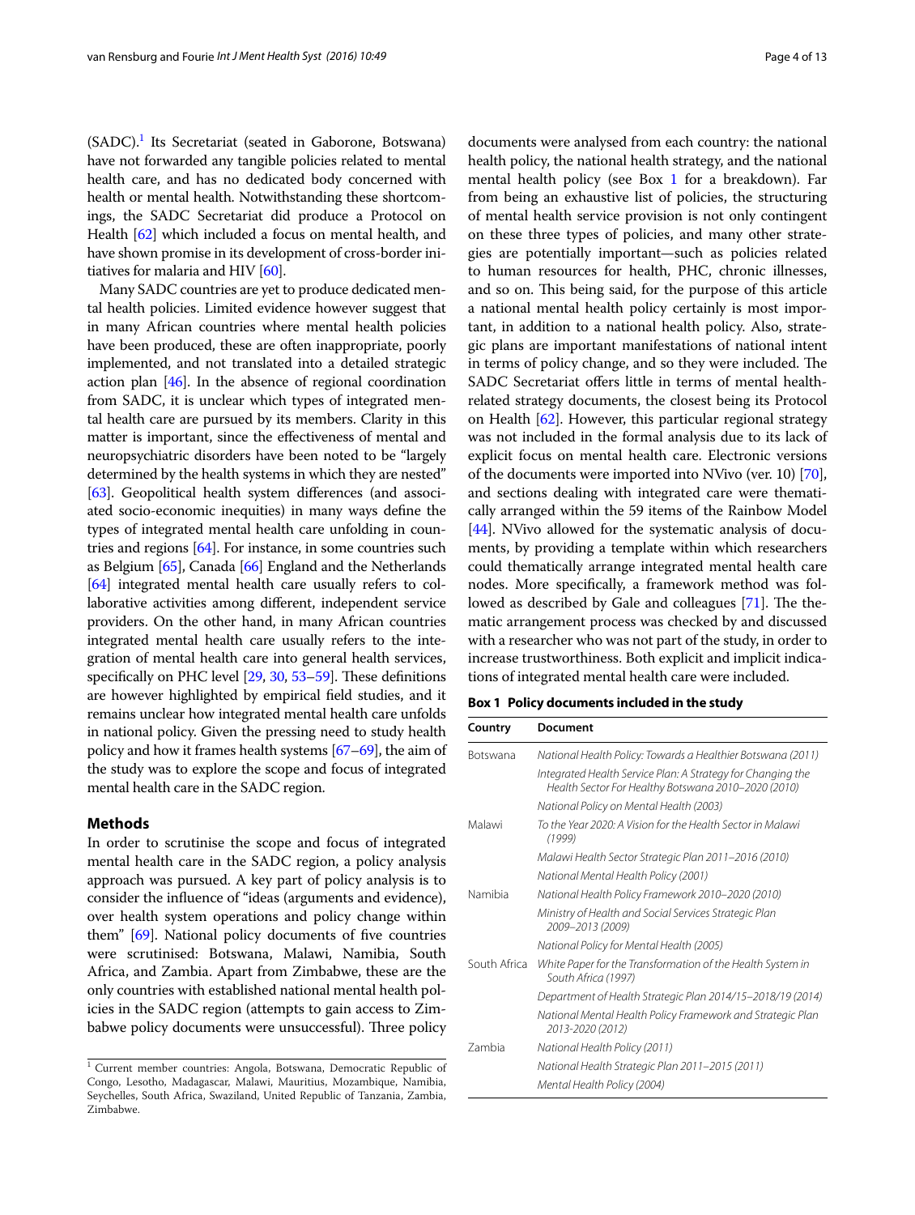(SADC).[1] Its Secretariat (seated in Gaborone, Botswana) have not forwarded any tangible policies related to mental health care, and has no dedicated body concerned with health or mental health. Notwithstanding these shortcomings, the SADC Secretariat did produce a Protocol on Health [62] which included a focus on mental health, and have shown promise in its development of cross-border initiatives for malaria and HIV [60].

Many SADC countries are yet to produce dedicated mental health policies. Limited evidence however suggest that in many African countries where mental health policies have been produced, these are often inappropriate, poorly implemented, and not translated into a detailed strategic action plan [46]. In the absence of regional coordination from SADC, it is unclear which types of integrated mental health care are pursued by its members. Clarity in this matter is important, since the effectiveness of mental and neuropsychiatric disorders have been noted to be "largely determined by the health systems in which they are nested" [63]. Geopolitical health system differences (and associated socio-economic inequities) in many ways define the types of integrated mental health care unfolding in countries and regions [64]. For instance, in some countries such as Belgium [65], Canada [66] England and the Netherlands [64] integrated mental health care usually refers to collaborative activities among different, independent service providers. On the other hand, in many African countries integrated mental health care usually refers to the integration of mental health care into general health services, specifically on PHC level [29, 30, 53–59]. These definitions are however highlighted by empirical field studies, and it remains unclear how integrated mental health care unfolds in national policy. Given the pressing need to study health policy and how it frames health systems [67–69], the aim of the study was to explore the scope and focus of integrated mental health care in the SADC region.

## Methods

In order to scrutinise the scope and focus of integrated mental health care in the SADC region, a policy analysis approach was pursued. A key part of policy analysis is to consider the influence of "ideas (arguments and evidence), over health system operations and policy change within them" [69]. National policy documents of five countries were scrutinised: Botswana, Malawi, Namibia, South Africa, and Zambia. Apart from Zimbabwe, these are the only countries with established national mental health policies in the SADC region (attempts to gain access to Zimbabwe policy documents were unsuccessful). Three policy documents were analysed from each country: the national health policy, the national health strategy, and the national mental health policy (see Box 1 for a breakdown). Far from being an exhaustive list of policies, the structuring of mental health service provision is not only contingent on these three types of policies, and many other strategies are potentially important—such as policies related to human resources for health, PHC, chronic illnesses, and so on. This being said, for the purpose of this article a national mental health policy certainly is most important, in addition to a national health policy. Also, strategic plans are important manifestations of national intent in terms of policy change, and so they were included. The SADC Secretariat offers little in terms of mental health-related strategy documents, the closest being its Protocol on Health [62]. However, this particular regional strategy was not included in the formal analysis due to its lack of explicit focus on mental health care. Electronic versions of the documents were imported into NVivo (ver. 10) [70], and sections dealing with integrated care were thematically arranged within the 59 items of the Rainbow Model [44]. NVivo allowed for the systematic analysis of documents, by providing a template within which researchers could thematically arrange integrated mental health care nodes. More specifically, a framework method was followed as described by Gale and colleagues [71]. The thematic arrangement process was checked by and discussed with a researcher who was not part of the study, in order to increase trustworthiness. Both explicit and implicit indications of integrated mental health care were included.

**Box 1 Policy documents included in the study**

| Country | Document |
|---|---|
| Botswana | *National Health Policy: Towards a Healthier Botswana (2011)* |
| | *Integrated Health Service Plan: A Strategy for Changing the Health Sector For Healthy Botswana 2010–2020 (2010)* |
| | *National Policy on Mental Health (2003)* |
| Malawi | *To the Year 2020: A Vision for the Health Sector in Malawi (1999)* |
| | *Malawi Health Sector Strategic Plan 2011–2016 (2010)* |
| | *National Mental Health Policy (2001)* |
| Namibia | *National Health Policy Framework 2010–2020 (2010)* |
| | *Ministry of Health and Social Services Strategic Plan 2009–2013 (2009)* |
| | *National Policy for Mental Health (2005)* |
| South Africa | *White Paper for the Transformation of the Health System in South Africa (1997)* |
| | *Department of Health Strategic Plan 2014/15–2018/19 (2014)* |
| | *National Mental Health Policy Framework and Strategic Plan 2013-2020 (2012)* |
| Zambia | *National Health Policy (2011)* |
| | *National Health Strategic Plan 2011–2015 (2011)* |
| | *Mental Health Policy (2004)* |

[1] Current member countries: Angola, Botswana, Democratic Republic of Congo, Lesotho, Madagascar, Malawi, Mauritius, Mozambique, Namibia, Seychelles, South Africa, Swaziland, United Republic of Tanzania, Zambia, Zimbabwe.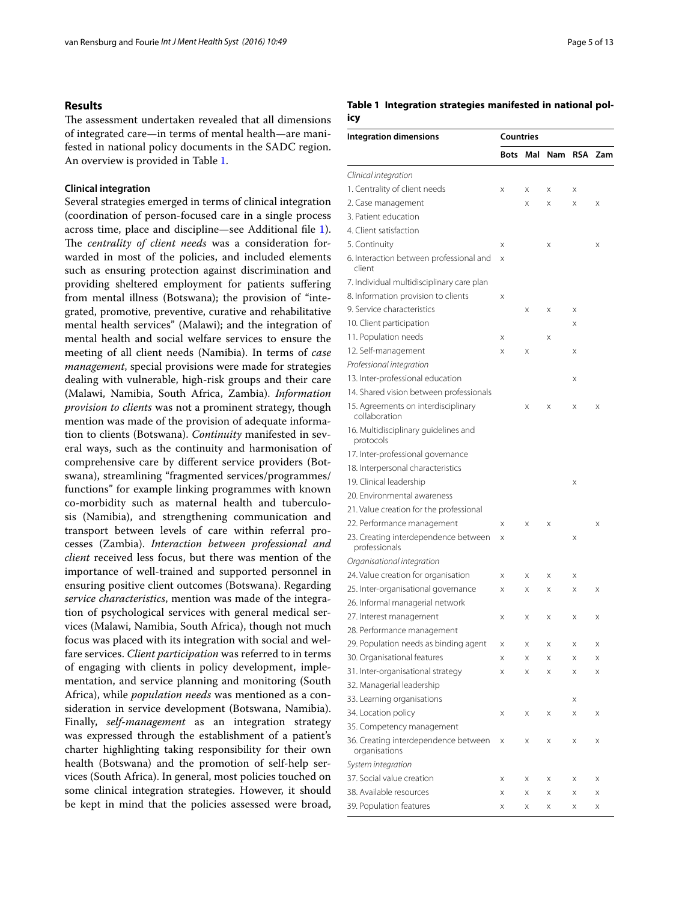## Results

The assessment undertaken revealed that all dimensions of integrated care—in terms of mental health—are manifested in national policy documents in the SADC region. An overview is provided in Table 1.

### Clinical integration

Several strategies emerged in terms of clinical integration (coordination of person-focused care in a single process across time, place and discipline—see Additional file 1). The *centrality of client needs* was a consideration forwarded in most of the policies, and included elements such as ensuring protection against discrimination and providing sheltered employment for patients suffering from mental illness (Botswana); the provision of "integrated, promotive, preventive, curative and rehabilitative mental health services" (Malawi); and the integration of mental health and social welfare services to ensure the meeting of all client needs (Namibia). In terms of *case management*, special provisions were made for strategies dealing with vulnerable, high-risk groups and their care (Malawi, Namibia, South Africa, Zambia). *Information provision to clients* was not a prominent strategy, though mention was made of the provision of adequate information to clients (Botswana). *Continuity* manifested in several ways, such as the continuity and harmonisation of comprehensive care by different service providers (Botswana), streamlining "fragmented services/programmes/functions" for example linking programmes with known co-morbidity such as maternal health and tuberculosis (Namibia), and strengthening communication and transport between levels of care within referral processes (Zambia). *Interaction between professional and client* received less focus, but there was mention of the importance of well-trained and supported personnel in ensuring positive client outcomes (Botswana). Regarding *service characteristics*, mention was made of the integration of psychological services with general medical services (Malawi, Namibia, South Africa), though not much focus was placed with its integration with social and welfare services. *Client participation* was referred to in terms of engaging with clients in policy development, implementation, and service planning and monitoring (South Africa), while *population needs* was mentioned as a consideration in service development (Botswana, Namibia). Finally, *self-management* as an integration strategy was expressed through the establishment of a patient's charter highlighting taking responsibility for their own health (Botswana) and the promotion of self-help services (South Africa). In general, most policies touched on some clinical integration strategies. However, it should be kept in mind that the policies assessed were broad,

**Table 1 Integration strategies manifested in national policy**

| Integration dimensions | Countries | | | | |
|---|---|---|---|---|---|
| | Bots | Mal | Nam | RSA | Zam |
| *Clinical integration* | | | | | |
| 1. Centrality of client needs | x | x | x | x | |
| 2. Case management | | x | x | x | x |
| 3. Patient education | | | | | |
| 4. Client satisfaction | | | | | |
| 5. Continuity | x | | x | | x |
| 6. Interaction between professional and client | x | | | | |
| 7. Individual multidisciplinary care plan | | | | | |
| 8. Information provision to clients | x | | | | |
| 9. Service characteristics | | x | x | x | |
| 10. Client participation | | | | x | |
| 11. Population needs | x | | x | | |
| 12. Self-management | x | x | | x | |
| *Professional integration* | | | | | |
| 13. Inter-professional education | | | | x | |
| 14. Shared vision between professionals | | | | | |
| 15. Agreements on interdisciplinary collaboration | | x | x | x | x |
| 16. Multidisciplinary guidelines and protocols | | | | | |
| 17. Inter-professional governance | | | | | |
| 18. Interpersonal characteristics | | | | | |
| 19. Clinical leadership | | | | x | |
| 20. Environmental awareness | | | | | |
| 21. Value creation for the professional | | | | | |
| 22. Performance management | x | x | x | | x |
| 23. Creating interdependence between professionals | x | | | x | |
| *Organisational integration* | | | | | |
| 24. Value creation for organisation | x | x | x | x | |
| 25. Inter-organisational governance | x | x | x | x | x |
| 26. Informal managerial network | | | | | |
| 27. Interest management | x | x | x | x | x |
| 28. Performance management | | | | | |
| 29. Population needs as binding agent | x | x | x | x | x |
| 30. Organisational features | x | x | x | x | x |
| 31. Inter-organisational strategy | x | x | x | x | x |
| 32. Managerial leadership | | | | | |
| 33. Learning organisations | | | | x | |
| 34. Location policy | x | x | x | x | x |
| 35. Competency management | | | | | |
| 36. Creating interdependence between organisations | x | x | x | x | x |
| *System integration* | | | | | |
| 37. Social value creation | x | x | x | x | x |
| 38. Available resources | x | x | x | x | x |
| 39. Population features | x | x | x | x | x |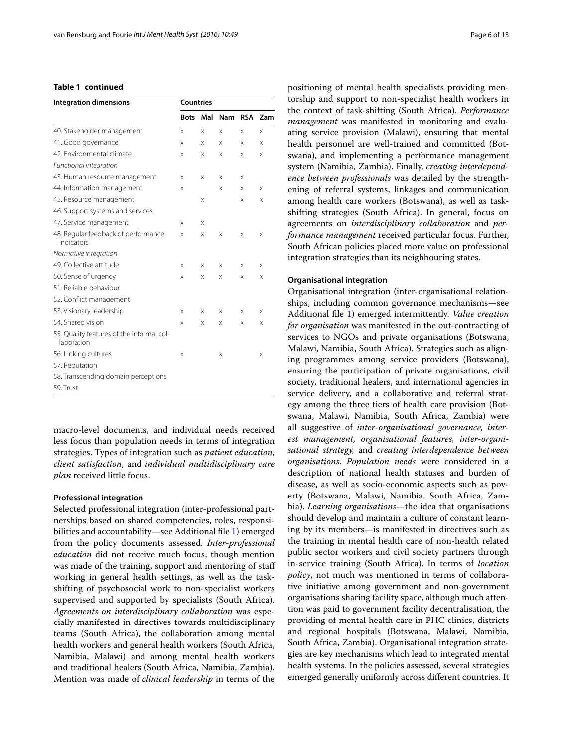**Table 1 continued**

| Integration dimensions | Countries | | | | |
|---|---|---|---|---|---|
| | Bots | Mal | Nam | RSA | Zam |
| 40. Stakeholder management | x | x | x | x | x |
| 41. Good governance | x | x | x | x | x |
| 42. Environmental climate | x | x | x | x | x |
| *Functional integration* | | | | | |
| 43. Human resource management | x | x | x | x | |
| 44. Information management | x | | x | x | x |
| 45. Resource management | | x | | x | x |
| 46. Support systems and services | | | | | |
| 47. Service management | x | x | | | |
| 48. Regular feedback of performance indicators | x | x | x | x | x |
| *Normative integration* | | | | | |
| 49. Collective attitude | x | x | x | x | x |
| 50. Sense of urgency | x | x | x | x | x |
| 51. Reliable behaviour | | | | | |
| 52. Conflict management | | | | | |
| 53. Visionary leadership | x | x | x | x | x |
| 54. Shared vision | x | x | x | x | x |
| 55. Quality features of the informal collaboration | | | | | |
| 56. Linking cultures | x | | x | | x |
| 57. Reputation | | | | | |
| 58. Transcending domain perceptions | | | | | |
| 59. Trust | | | | | |

macro-level documents, and individual needs received less focus than population needs in terms of integration strategies. Types of integration such as *patient education*, *client satisfaction*, and *individual multidisciplinary care plan* received little focus.

### Professional integration

Selected professional integration (inter-professional partnerships based on shared competencies, roles, responsibilities and accountability—see Additional file 1) emerged from the policy documents assessed. *Inter-professional education* did not receive much focus, though mention was made of the training, support and mentoring of staff working in general health settings, as well as the task-shifting of psychosocial work to non-specialist workers supervised and supported by specialists (South Africa). *Agreements on interdisciplinary collaboration* was especially manifested in directives towards multidisciplinary teams (South Africa), the collaboration among mental health workers and general health workers (South Africa, Namibia, Malawi) and among mental health workers and traditional healers (South Africa, Namibia, Zambia). Mention was made of *clinical leadership* in terms of the positioning of mental health specialists providing mentorship and support to non-specialist health workers in the context of task-shifting (South Africa). *Performance management* was manifested in monitoring and evaluating service provision (Malawi), ensuring that mental health personnel are well-trained and committed (Botswana), and implementing a performance management system (Namibia, Zambia). Finally, *creating interdependence between professionals* was detailed by the strengthening of referral systems, linkages and communication among health care workers (Botswana), as well as task-shifting strategies (South Africa). In general, focus on agreements on *interdisciplinary collaboration* and *performance management* received particular focus. Further, South African policies placed more value on professional integration strategies than its neighbouring states.

### Organisational integration

Organisational integration (inter-organisational relationships, including common governance mechanisms—see Additional file 1) emerged intermittently. *Value creation for organisation* was manifested in the out-contracting of services to NGOs and private organisations (Botswana, Malawi, Namibia, South Africa). Strategies such as aligning programmes among service providers (Botswana), ensuring the participation of private organisations, civil society, traditional healers, and international agencies in service delivery, and a collaborative and referral strategy among the three tiers of health care provision (Botswana, Malawi, Namibia, South Africa, Zambia) were all suggestive of *inter-organisational governance, interest management, organisational features, inter-organisational strategy,* and *creating interdependence between organisations*. *Population needs* were considered in a description of national health statuses and burden of disease, as well as socio-economic aspects such as poverty (Botswana, Malawi, Namibia, South Africa, Zambia). *Learning organisations*—the idea that organisations should develop and maintain a culture of constant learning by its members—is manifested in directives such as the training in mental health care of non-health related public sector workers and civil society partners through in-service training (South Africa). In terms of *location policy*, not much was mentioned in terms of collaborative initiative among government and non-government organisations sharing facility space, although much attention was paid to government facility decentralisation, the providing of mental health care in PHC clinics, districts and regional hospitals (Botswana, Malawi, Namibia, South Africa, Zambia). Organisational integration strategies are key mechanisms which lead to integrated mental health systems. In the policies assessed, several strategies emerged generally uniformly across different countries. It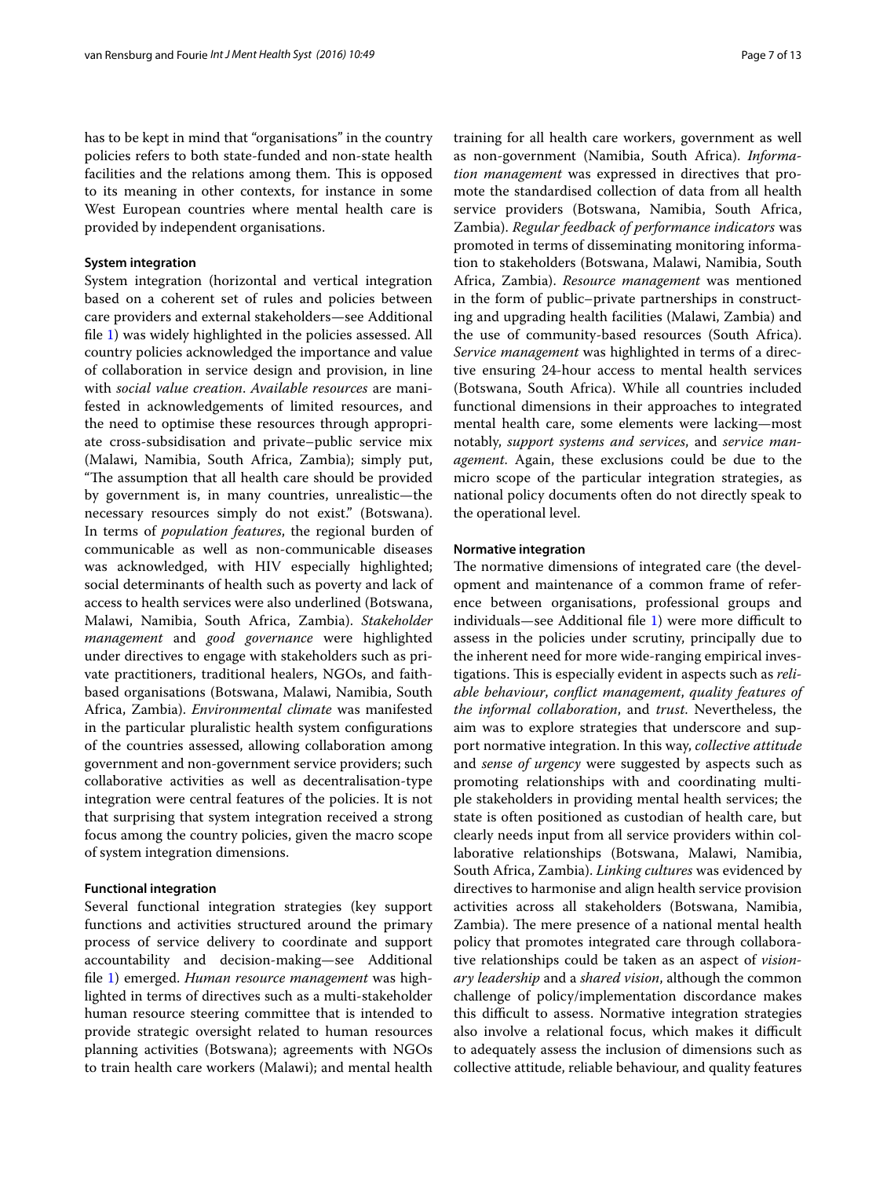has to be kept in mind that "organisations" in the country policies refers to both state-funded and non-state health facilities and the relations among them. This is opposed to its meaning in other contexts, for instance in some West European countries where mental health care is provided by independent organisations.

#### System integration

System integration (horizontal and vertical integration based on a coherent set of rules and policies between care providers and external stakeholders—see Additional file 1) was widely highlighted in the policies assessed. All country policies acknowledged the importance and value of collaboration in service design and provision, in line with *social value creation*. *Available resources* are manifested in acknowledgements of limited resources, and the need to optimise these resources through appropriate cross-subsidisation and private–public service mix (Malawi, Namibia, South Africa, Zambia); simply put, "The assumption that all health care should be provided by government is, in many countries, unrealistic—the necessary resources simply do not exist." (Botswana). In terms of *population features*, the regional burden of communicable as well as non-communicable diseases was acknowledged, with HIV especially highlighted; social determinants of health such as poverty and lack of access to health services were also underlined (Botswana, Malawi, Namibia, South Africa, Zambia). *Stakeholder management* and *good governance* were highlighted under directives to engage with stakeholders such as private practitioners, traditional healers, NGOs, and faith-based organisations (Botswana, Malawi, Namibia, South Africa, Zambia). *Environmental climate* was manifested in the particular pluralistic health system configurations of the countries assessed, allowing collaboration among government and non-government service providers; such collaborative activities as well as decentralisation-type integration were central features of the policies. It is not that surprising that system integration received a strong focus among the country policies, given the macro scope of system integration dimensions.

#### Functional integration

Several functional integration strategies (key support functions and activities structured around the primary process of service delivery to coordinate and support accountability and decision-making—see Additional file 1) emerged. *Human resource management* was highlighted in terms of directives such as a multi-stakeholder human resource steering committee that is intended to provide strategic oversight related to human resources planning activities (Botswana); agreements with NGOs to train health care workers (Malawi); and mental health training for all health care workers, government as well as non-government (Namibia, South Africa). *Information management* was expressed in directives that promote the standardised collection of data from all health service providers (Botswana, Namibia, South Africa, Zambia). *Regular feedback of performance indicators* was promoted in terms of disseminating monitoring information to stakeholders (Botswana, Malawi, Namibia, South Africa, Zambia). *Resource management* was mentioned in the form of public–private partnerships in constructing and upgrading health facilities (Malawi, Zambia) and the use of community-based resources (South Africa). *Service management* was highlighted in terms of a directive ensuring 24-hour access to mental health services (Botswana, South Africa). While all countries included functional dimensions in their approaches to integrated mental health care, some elements were lacking—most notably, *support systems and services*, and *service management*. Again, these exclusions could be due to the micro scope of the particular integration strategies, as national policy documents often do not directly speak to the operational level.

#### Normative integration

The normative dimensions of integrated care (the development and maintenance of a common frame of reference between organisations, professional groups and individuals—see Additional file 1) were more difficult to assess in the policies under scrutiny, principally due to the inherent need for more wide-ranging empirical investigations. This is especially evident in aspects such as *reliable behaviour*, *conflict management*, *quality features of the informal collaboration*, and *trust*. Nevertheless, the aim was to explore strategies that underscore and support normative integration. In this way, *collective attitude* and *sense of urgency* were suggested by aspects such as promoting relationships with and coordinating multiple stakeholders in providing mental health services; the state is often positioned as custodian of health care, but clearly needs input from all service providers within collaborative relationships (Botswana, Malawi, Namibia, South Africa, Zambia). *Linking cultures* was evidenced by directives to harmonise and align health service provision activities across all stakeholders (Botswana, Namibia, Zambia). The mere presence of a national mental health policy that promotes integrated care through collaborative relationships could be taken as an aspect of *visionary leadership* and a *shared vision*, although the common challenge of policy/implementation discordance makes this difficult to assess. Normative integration strategies also involve a relational focus, which makes it difficult to adequately assess the inclusion of dimensions such as collective attitude, reliable behaviour, and quality features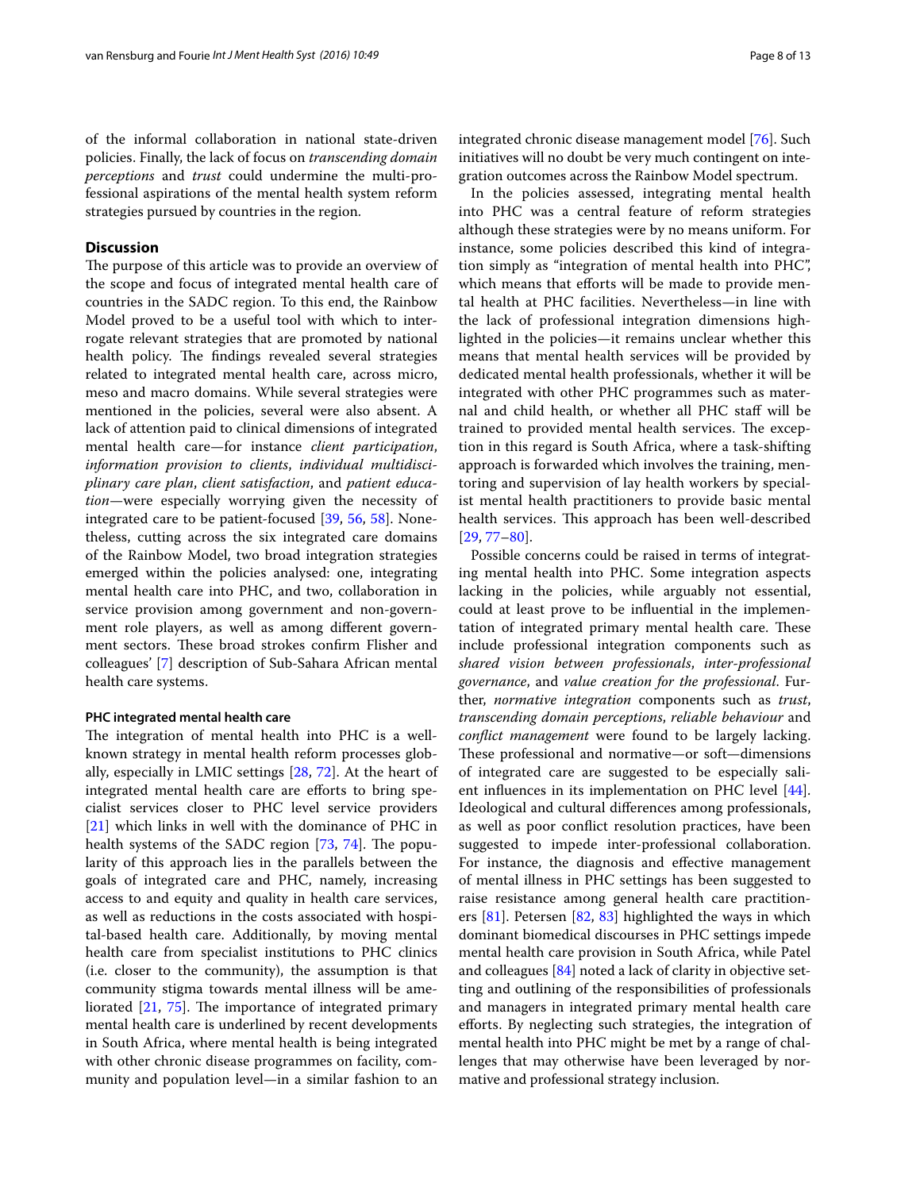of the informal collaboration in national state-driven policies. Finally, the lack of focus on *transcending domain perceptions* and *trust* could undermine the multi-professional aspirations of the mental health system reform strategies pursued by countries in the region.

## Discussion

The purpose of this article was to provide an overview of the scope and focus of integrated mental health care of countries in the SADC region. To this end, the Rainbow Model proved to be a useful tool with which to interrogate relevant strategies that are promoted by national health policy. The findings revealed several strategies related to integrated mental health care, across micro, meso and macro domains. While several strategies were mentioned in the policies, several were also absent. A lack of attention paid to clinical dimensions of integrated mental health care—for instance *client participation*, *information provision to clients*, *individual multidisciplinary care plan*, *client satisfaction*, and *patient education*—were especially worrying given the necessity of integrated care to be patient-focused [39, 56, 58]. Nonetheless, cutting across the six integrated care domains of the Rainbow Model, two broad integration strategies emerged within the policies analysed: one, integrating mental health care into PHC, and two, collaboration in service provision among government and non-government role players, as well as among different government sectors. These broad strokes confirm Flisher and colleagues' [7] description of Sub-Sahara African mental health care systems.

### PHC integrated mental health care

The integration of mental health into PHC is a well-known strategy in mental health reform processes globally, especially in LMIC settings [28, 72]. At the heart of integrated mental health care are efforts to bring specialist services closer to PHC level service providers [21] which links in well with the dominance of PHC in health systems of the SADC region [73, 74]. The popularity of this approach lies in the parallels between the goals of integrated care and PHC, namely, increasing access to and equity and quality in health care services, as well as reductions in the costs associated with hospital-based health care. Additionally, by moving mental health care from specialist institutions to PHC clinics (i.e. closer to the community), the assumption is that community stigma towards mental illness will be ameliorated [21, 75]. The importance of integrated primary mental health care is underlined by recent developments in South Africa, where mental health is being integrated with other chronic disease programmes on facility, community and population level—in a similar fashion to an integrated chronic disease management model [76]. Such initiatives will no doubt be very much contingent on integration outcomes across the Rainbow Model spectrum.

In the policies assessed, integrating mental health into PHC was a central feature of reform strategies although these strategies were by no means uniform. For instance, some policies described this kind of integration simply as "integration of mental health into PHC", which means that efforts will be made to provide mental health at PHC facilities. Nevertheless—in line with the lack of professional integration dimensions highlighted in the policies—it remains unclear whether this means that mental health services will be provided by dedicated mental health professionals, whether it will be integrated with other PHC programmes such as maternal and child health, or whether all PHC staff will be trained to provided mental health services. The exception in this regard is South Africa, where a task-shifting approach is forwarded which involves the training, mentoring and supervision of lay health workers by specialist mental health practitioners to provide basic mental health services. This approach has been well-described [29, 77–80].

Possible concerns could be raised in terms of integrating mental health into PHC. Some integration aspects lacking in the policies, while arguably not essential, could at least prove to be influential in the implementation of integrated primary mental health care. These include professional integration components such as *shared vision between professionals*, *inter-professional governance*, and *value creation for the professional*. Further, *normative integration* components such as *trust*, *transcending domain perceptions*, *reliable behaviour* and *conflict management* were found to be largely lacking. These professional and normative—or soft—dimensions of integrated care are suggested to be especially salient influences in its implementation on PHC level [44]. Ideological and cultural differences among professionals, as well as poor conflict resolution practices, have been suggested to impede inter-professional collaboration. For instance, the diagnosis and effective management of mental illness in PHC settings has been suggested to raise resistance among general health care practitioners [81]. Petersen [82, 83] highlighted the ways in which dominant biomedical discourses in PHC settings impede mental health care provision in South Africa, while Patel and colleagues [84] noted a lack of clarity in objective setting and outlining of the responsibilities of professionals and managers in integrated primary mental health care efforts. By neglecting such strategies, the integration of mental health into PHC might be met by a range of challenges that may otherwise have been leveraged by normative and professional strategy inclusion.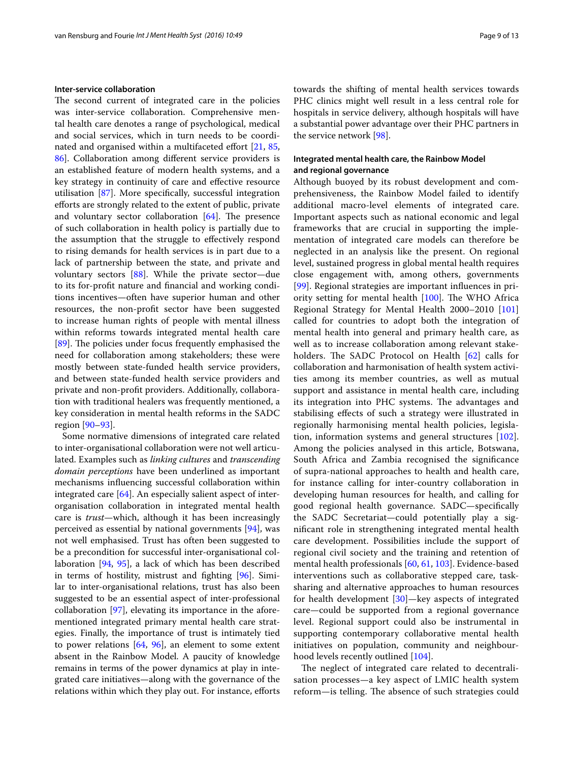### Inter-service collaboration

The second current of integrated care in the policies was inter-service collaboration. Comprehensive mental health care denotes a range of psychological, medical and social services, which in turn needs to be coordinated and organised within a multifaceted effort [21, 85, 86]. Collaboration among different service providers is an established feature of modern health systems, and a key strategy in continuity of care and effective resource utilisation [87]. More specifically, successful integration efforts are strongly related to the extent of public, private and voluntary sector collaboration [64]. The presence of such collaboration in health policy is partially due to the assumption that the struggle to effectively respond to rising demands for health services is in part due to a lack of partnership between the state, and private and voluntary sectors [88]. While the private sector—due to its for-profit nature and financial and working conditions incentives—often have superior human and other resources, the non-profit sector have been suggested to increase human rights of people with mental illness within reforms towards integrated mental health care [89]. The policies under focus frequently emphasised the need for collaboration among stakeholders; these were mostly between state-funded health service providers, and between state-funded health service providers and private and non-profit providers. Additionally, collaboration with traditional healers was frequently mentioned, a key consideration in mental health reforms in the SADC region [90–93].

Some normative dimensions of integrated care related to inter-organisational collaboration were not well articulated. Examples such as *linking cultures* and *transcending domain perceptions* have been underlined as important mechanisms influencing successful collaboration within integrated care [64]. An especially salient aspect of inter-organisation collaboration in integrated mental health care is *trust*—which, although it has been increasingly perceived as essential by national governments [94], was not well emphasised. Trust has often been suggested to be a precondition for successful inter-organisational collaboration [94, 95], a lack of which has been described in terms of hostility, mistrust and fighting [96]. Similar to inter-organisational relations, trust has also been suggested to be an essential aspect of inter-professional collaboration [97], elevating its importance in the aforementioned integrated primary mental health care strategies. Finally, the importance of trust is intimately tied to power relations [64, 96], an element to some extent absent in the Rainbow Model. A paucity of knowledge remains in terms of the power dynamics at play in integrated care initiatives—along with the governance of the relations within which they play out. For instance, efforts towards the shifting of mental health services towards PHC clinics might well result in a less central role for hospitals in service delivery, although hospitals will have a substantial power advantage over their PHC partners in the service network [98].

### Integrated mental health care, the Rainbow Model and regional governance

Although buoyed by its robust development and comprehensiveness, the Rainbow Model failed to identify additional macro-level elements of integrated care. Important aspects such as national economic and legal frameworks that are crucial in supporting the implementation of integrated care models can therefore be neglected in an analysis like the present. On regional level, sustained progress in global mental health requires close engagement with, among others, governments [99]. Regional strategies are important influences in priority setting for mental health [100]. The WHO Africa Regional Strategy for Mental Health 2000–2010 [101] called for countries to adopt both the integration of mental health into general and primary health care, as well as to increase collaboration among relevant stakeholders. The SADC Protocol on Health [62] calls for collaboration and harmonisation of health system activities among its member countries, as well as mutual support and assistance in mental health care, including its integration into PHC systems. The advantages and stabilising effects of such a strategy were illustrated in regionally harmonising mental health policies, legislation, information systems and general structures [102]. Among the policies analysed in this article, Botswana, South Africa and Zambia recognised the significance of supra-national approaches to health and health care, for instance calling for inter-country collaboration in developing human resources for health, and calling for good regional health governance. SADC—specifically the SADC Secretariat—could potentially play a significant role in strengthening integrated mental health care development. Possibilities include the support of regional civil society and the training and retention of mental health professionals [60, 61, 103]. Evidence-based interventions such as collaborative stepped care, task-sharing and alternative approaches to human resources for health development [30]—key aspects of integrated care—could be supported from a regional governance level. Regional support could also be instrumental in supporting contemporary collaborative mental health initiatives on population, community and neighbourhood levels recently outlined [104].

The neglect of integrated care related to decentralisation processes—a key aspect of LMIC health system reform—is telling. The absence of such strategies could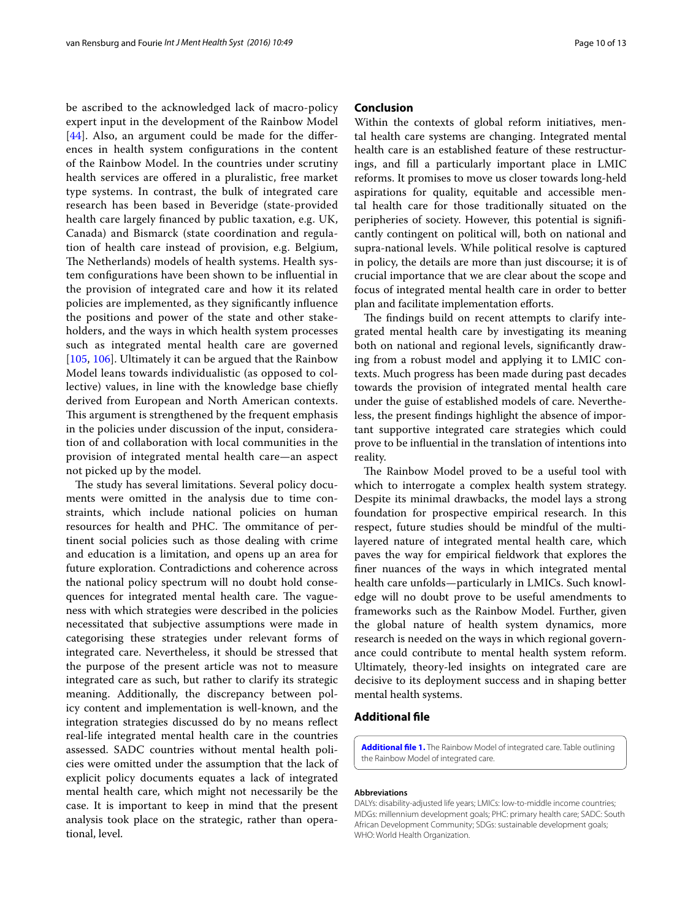be ascribed to the acknowledged lack of macro-policy expert input in the development of the Rainbow Model [44]. Also, an argument could be made for the differences in health system configurations in the content of the Rainbow Model. In the countries under scrutiny health services are offered in a pluralistic, free market type systems. In contrast, the bulk of integrated care research has been based in Beveridge (state-provided health care largely financed by public taxation, e.g. UK, Canada) and Bismarck (state coordination and regulation of health care instead of provision, e.g. Belgium, The Netherlands) models of health systems. Health system configurations have been shown to be influential in the provision of integrated care and how it its related policies are implemented, as they significantly influence the positions and power of the state and other stakeholders, and the ways in which health system processes such as integrated mental health care are governed [105, 106]. Ultimately it can be argued that the Rainbow Model leans towards individualistic (as opposed to collective) values, in line with the knowledge base chiefly derived from European and North American contexts. This argument is strengthened by the frequent emphasis in the policies under discussion of the input, consideration of and collaboration with local communities in the provision of integrated mental health care—an aspect not picked up by the model.

The study has several limitations. Several policy documents were omitted in the analysis due to time constraints, which include national policies on human resources for health and PHC. The ommitance of pertinent social policies such as those dealing with crime and education is a limitation, and opens up an area for future exploration. Contradictions and coherence across the national policy spectrum will no doubt hold consequences for integrated mental health care. The vagueness with which strategies were described in the policies necessitated that subjective assumptions were made in categorising these strategies under relevant forms of integrated care. Nevertheless, it should be stressed that the purpose of the present article was not to measure integrated care as such, but rather to clarify its strategic meaning. Additionally, the discrepancy between policy content and implementation is well-known, and the integration strategies discussed do by no means reflect real-life integrated mental health care in the countries assessed. SADC countries without mental health policies were omitted under the assumption that the lack of explicit policy documents equates a lack of integrated mental health care, which might not necessarily be the case. It is important to keep in mind that the present analysis took place on the strategic, rather than operational, level.

## Conclusion

Within the contexts of global reform initiatives, mental health care systems are changing. Integrated mental health care is an established feature of these restructurings, and fill a particularly important place in LMIC reforms. It promises to move us closer towards long-held aspirations for quality, equitable and accessible mental health care for those traditionally situated on the peripheries of society. However, this potential is significantly contingent on political will, both on national and supra-national levels. While political resolve is captured in policy, the details are more than just discourse; it is of crucial importance that we are clear about the scope and focus of integrated mental health care in order to better plan and facilitate implementation efforts.

The findings build on recent attempts to clarify integrated mental health care by investigating its meaning both on national and regional levels, significantly drawing from a robust model and applying it to LMIC contexts. Much progress has been made during past decades towards the provision of integrated mental health care under the guise of established models of care. Nevertheless, the present findings highlight the absence of important supportive integrated care strategies which could prove to be influential in the translation of intentions into reality.

The Rainbow Model proved to be a useful tool with which to interrogate a complex health system strategy. Despite its minimal drawbacks, the model lays a strong foundation for prospective empirical research. In this respect, future studies should be mindful of the multi-layered nature of integrated mental health care, which paves the way for empirical fieldwork that explores the finer nuances of the ways in which integrated mental health care unfolds—particularly in LMICs. Such knowledge will no doubt prove to be useful amendments to frameworks such as the Rainbow Model. Further, given the global nature of health system dynamics, more research is needed on the ways in which regional governance could contribute to mental health system reform. Ultimately, theory-led insights on integrated care are decisive to its deployment success and in shaping better mental health systems.

## Additional file

**Additional file 1.** The Rainbow Model of integrated care. Table outlining the Rainbow Model of integrated care.

#### Abbreviations

DALYs: disability-adjusted life years; LMICs: low-to-middle income countries; MDGs: millennium development goals; PHC: primary health care; SADC: South African Development Community; SDGs: sustainable development goals; WHO: World Health Organization.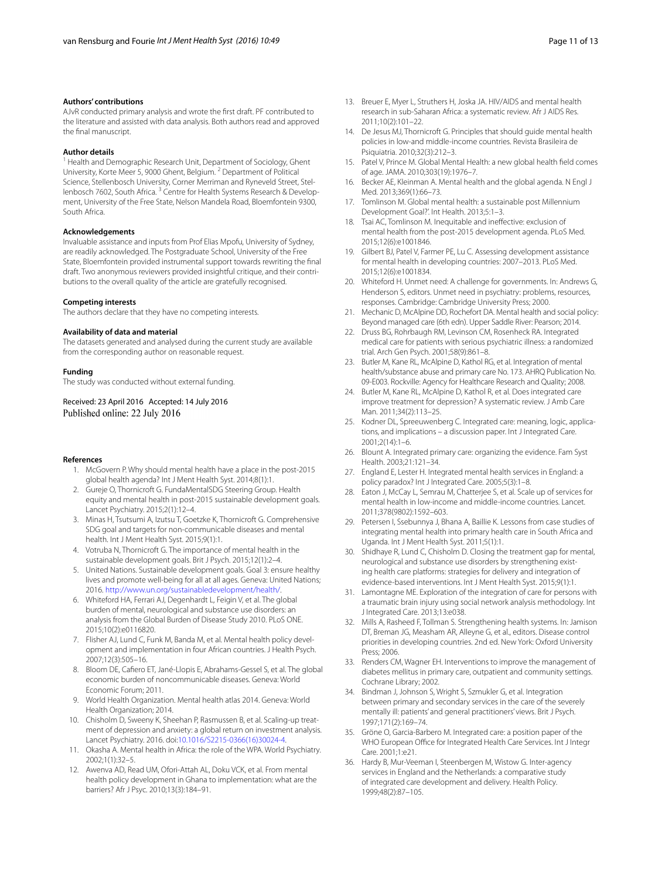### Authors' contributions

AJvR conducted primary analysis and wrote the first draft. PF contributed to the literature and assisted with data analysis. Both authors read and approved the final manuscript.

### Author details

[1] Health and Demographic Research Unit, Department of Sociology, Ghent University, Korte Meer 5, 9000 Ghent, Belgium. [2] Department of Political Science, Stellenbosch University, Corner Merriman and Ryneveld Street, Stellenbosch 7602, South Africa. [3] Centre for Health Systems Research & Development, University of the Free State, Nelson Mandela Road, Bloemfontein 9300, South Africa.

### Acknowledgements

Invaluable assistance and inputs from Prof Elias Mpofu, University of Sydney, are readily acknowledged. The Postgraduate School, University of the Free State, Bloemfontein provided instrumental support towards rewriting the final draft. Two anonymous reviewers provided insightful critique, and their contributions to the overall quality of the article are gratefully recognised.

### Competing interests

The authors declare that they have no competing interests.

### Availability of data and material

The datasets generated and analysed during the current study are available from the corresponding author on reasonable request.

### Funding

The study was conducted without external funding.

Received: 23 April 2016 Accepted: 14 July 2016
Published online: 22 July 2016

### References

1. McGovern P. Why should mental health have a place in the post-2015 global health agenda? Int J Ment Health Syst. 2014;8(1):1.
2. Gureje O, Thornicroft G. FundaMentalSDG Steering Group. Health equity and mental health in post-2015 sustainable development goals. Lancet Psychiatry. 2015;2(1):12–4.
3. Minas H, Tsutsumi A, Izutsu T, Goetzke K, Thornicroft G. Comprehensive SDG goal and targets for non-communicable diseases and mental health. Int J Ment Health Syst. 2015;9(1):1.
4. Votruba N, Thornicroft G. The importance of mental health in the sustainable development goals. Brit J Psych. 2015;12(1):2–4.
5. United Nations. Sustainable development goals. Goal 3: ensure healthy lives and promote well-being for all at all ages. Geneva: United Nations; 2016. http://www.un.org/sustainabledevelopment/health/.
6. Whiteford HA, Ferrari AJ, Degenhardt L, Feigin V, et al. The global burden of mental, neurological and substance use disorders: an analysis from the Global Burden of Disease Study 2010. PLoS ONE. 2015;10(2):e0116820.
7. Flisher AJ, Lund C, Funk M, Banda M, et al. Mental health policy development and implementation in four African countries. J Health Psych. 2007;12(3):505–16.
8. Bloom DE, Cafiero ET, Jané-Llopis E, Abrahams-Gessel S, et al. The global economic burden of noncommunicable diseases. Geneva: World Economic Forum; 2011.
9. World Health Organization. Mental health atlas 2014. Geneva: World Health Organization; 2014.
10. Chisholm D, Sweeny K, Sheehan P, Rasmussen B, et al. Scaling-up treatment of depression and anxiety: a global return on investment analysis. Lancet Psychiatry. 2016. doi:10.1016/S2215-0366(16)30024-4.
11. Okasha A. Mental health in Africa: the role of the WPA. World Psychiatry. 2002;1(1):32–5.
12. Awenva AD, Read UM, Ofori-Attah AL, Doku VCK, et al. From mental health policy development in Ghana to implementation: what are the barriers? Afr J Psyc. 2010;13(3):184–91.
13. Breuer E, Myer L, Struthers H, Joska JA. HIV/AIDS and mental health research in sub-Saharan Africa: a systematic review. Afr J AIDS Res. 2011;10(2):101–22.
14. De Jesus MJ, Thornicroft G. Principles that should guide mental health policies in low-and middle-income countries. Revista Brasileira de Psiquiatria. 2010;32(3):212–3.
15. Patel V, Prince M. Global Mental Health: a new global health field comes of age. JAMA. 2010;303(19):1976–7.
16. Becker AE, Kleinman A. Mental health and the global agenda. N Engl J Med. 2013;369(1):66–73.
17. Tomlinson M. Global mental health: a sustainable post Millennium Development Goal?'. Int Health. 2013;5:1–3.
18. Tsai AC, Tomlinson M. Inequitable and ineffective: exclusion of mental health from the post-2015 development agenda. PLoS Med. 2015;12(6):e1001846.
19. Gilbert BJ, Patel V, Farmer PE, Lu C. Assessing development assistance for mental health in developing countries: 2007–2013. PLoS Med. 2015;12(6):e1001834.
20. Whiteford H. Unmet need: A challenge for governments. In: Andrews G, Henderson S, editors. Unmet need in psychiatry: problems, resources, responses. Cambridge: Cambridge University Press; 2000.
21. Mechanic D, McAlpine DD, Rochefort DA. Mental health and social policy: Beyond managed care (6th edn). Upper Saddle River: Pearson; 2014.
22. Druss BG, Rohrbaugh RM, Levinson CM, Rosenheck RA. Integrated medical care for patients with serious psychiatric illness: a randomized trial. Arch Gen Psych. 2001;58(9):861–8.
23. Butler M, Kane RL, McAlpine D, Kathol RG, et al. Integration of mental health/substance abuse and primary care No. 173. AHRQ Publication No. 09-E003. Rockville: Agency for Healthcare Research and Quality; 2008.
24. Butler M, Kane RL, McAlpine D, Kathol R, et al. Does integrated care improve treatment for depression? A systematic review. J Amb Care Man. 2011;34(2):113–25.
25. Kodner DL, Spreeuwenberg C. Integrated care: meaning, logic, applications, and implications – a discussion paper. Int J Integrated Care. 2001;2(14):1–6.
26. Blount A. Integrated primary care: organizing the evidence. Fam Syst Health. 2003;21:121–34.
27. England E, Lester H. Integrated mental health services in England: a policy paradox? Int J Integrated Care. 2005;5(3):1–8.
28. Eaton J, McCay L, Semrau M, Chatterjee S, et al. Scale up of services for mental health in low-income and middle-income countries. Lancet. 2011;378(9802):1592–603.
29. Petersen I, Ssebunnya J, Bhana A, Baillie K. Lessons from case studies of integrating mental health into primary health care in South Africa and Uganda. Int J Ment Health Syst. 2011;5(1):1.
30. Shidhaye R, Lund C, Chisholm D. Closing the treatment gap for mental, neurological and substance use disorders by strengthening existing health care platforms: strategies for delivery and integration of evidence-based interventions. Int J Ment Health Syst. 2015;9(1):1.
31. Lamontagne ME. Exploration of the integration of care for persons with a traumatic brain injury using social network analysis methodology. Int J Integrated Care. 2013;13:e038.
32. Mills A, Rasheed F, Tollman S. Strengthening health systems. In: Jamison DT, Breman JG, Measham AR, Alleyne G, et al., editors. Disease control priorities in developing countries. 2nd ed. New York: Oxford University Press; 2006.
33. Renders CM, Wagner EH. Interventions to improve the management of diabetes mellitus in primary care, outpatient and community settings. Cochrane Library; 2002.
34. Bindman J, Johnson S, Wright S, Szmukler G, et al. Integration between primary and secondary services in the care of the severely mentally ill: patients' and general practitioners' views. Brit J Psych. 1997;171(2):169–74.
35. Gröne O, Garcia-Barbero M. Integrated care: a position paper of the WHO European Office for Integrated Health Care Services. Int J Integr Care. 2001;1:e21.
36. Hardy B, Mur-Veeman I, Steenbergen M, Wistow G. Inter-agency services in England and the Netherlands: a comparative study of integrated care development and delivery. Health Policy. 1999;48(2):87–105.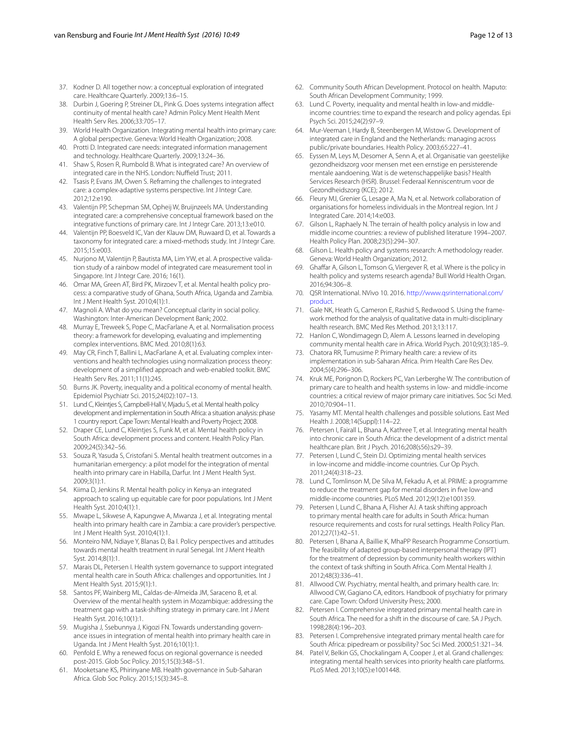37. Kodner D. All together now: a conceptual exploration of integrated care. Healthcare Quarterly. 2009;13:6–15.
38. Durbin J, Goering P, Streiner DL, Pink G. Does systems integration affect continuity of mental health care? Admin Policy Ment Health Ment Health Serv Res. 2006;33:705–17.
39. World Health Organization. Integrating mental health into primary care: A global perspective. Geneva: World Health Organization; 2008.
40. Protti D. Integrated care needs: integrated information management and technology. Healthcare Quarterly. 2009;13:24–36.
41. Shaw S, Rosen R, Rumbold B. What is integrated care? An overview of integrated care in the NHS. London: Nuffield Trust; 2011.
42. Tsasis P, Evans JM, Owen S. Reframing the challenges to integrated care: a complex-adaptive systems perspective. Int J Integr Care. 2012;12:e190.
43. Valentijn PP, Schepman SM, Opheij W, Bruijnzeels MA. Understanding integrated care: a comprehensive conceptual framework based on the integrative functions of primary care. Int J Integr Care. 2013;13:e010.
44. Valentijn PP, Boesveld IC, Van der Klauw DM, Ruwaard D, et al. Towards a taxonomy for integrated care: a mixed-methods study. Int J Integr Care. 2015;15:e003.
45. Nurjono M, Valentijn P, Bautista MA, Lim YW, et al. A prospective validation study of a rainbow model of integrated care measurement tool in Singapore. Int J Integr Care. 2016; 16(1).
46. Omar MA, Green AT, Bird PK, Mirzoev T, et al. Mental health policy process: a comparative study of Ghana, South Africa, Uganda and Zambia. Int J Ment Health Syst. 2010;4(1):1.
47. Magnoli A. What do you mean? Conceptual clarity in social policy. Washington: Inter-American Development Bank; 2002.
48. Murray E, Treweek S, Pope C, MacFarlane A, et al. Normalisation process theory: a framework for developing, evaluating and implementing complex interventions. BMC Med. 2010;8(1):63.
49. May CR, Finch T, Ballini L, MacFarlane A, et al. Evaluating complex interventions and health technologies using normalization process theory: development of a simplified approach and web-enabled toolkit. BMC Health Serv Res. 2011;11(1):245.
50. Burns JK. Poverty, inequality and a political economy of mental health. Epidemiol Psychiatr Sci. 2015;24(02):107–13.
51. Lund C, Kleintjes S, Campbell-Hall V, Mjadu S, et al. Mental health policy development and implementation in South Africa: a situation analysis: phase 1 country report. Cape Town: Mental Health and Poverty Project; 2008.
52. Draper CE, Lund C, Kleintjes S, Funk M, et al. Mental health policy in South Africa: development process and content. Health Policy Plan. 2009;24(5):342–56.
53. Souza R, Yasuda S, Cristofani S. Mental health treatment outcomes in a humanitarian emergency: a pilot model for the integration of mental health into primary care in Habilla, Darfur. Int J Ment Health Syst. 2009;3(1):1.
54. Kiima D, Jenkins R. Mental health policy in Kenya-an integrated approach to scaling up equitable care for poor populations. Int J Ment Health Syst. 2010;4(1):1.
55. Mwape L, Sikwese A, Kapungwe A, Mwanza J, et al. Integrating mental health into primary health care in Zambia: a care provider's perspective. Int J Ment Health Syst. 2010;4(1):1.
56. Monteiro NM, Ndiaye Y, Blanas D, Ba I. Policy perspectives and attitudes towards mental health treatment in rural Senegal. Int J Ment Health Syst. 2014;8(1):1.
57. Marais DL, Petersen I. Health system governance to support integrated mental health care in South Africa: challenges and opportunities. Int J Ment Health Syst. 2015;9(1):1.
58. Santos PF, Wainberg ML, Caldas-de-Almeida JM, Saraceno B, et al. Overview of the mental health system in Mozambique: addressing the treatment gap with a task-shifting strategy in primary care. Int J Ment Health Syst. 2016;10(1):1.
59. Mugisha J, Ssebunnya J, Kigozi FN. Towards understanding governance issues in integration of mental health into primary health care in Uganda. Int J Ment Health Syst. 2016;10(1):1.
60. Penfold E. Why a renewed focus on regional governance is needed post-2015. Glob Soc Policy. 2015;15(3):348–51.
61. Mooketsane KS, Phirinyane MB. Health governance in Sub-Saharan Africa. Glob Soc Policy. 2015;15(3):345–8.
62. Community South African Development. Protocol on health. Maputo: South African Development Community; 1999.
63. Lund C. Poverty, inequality and mental health in low-and middle-income countries: time to expand the research and policy agendas. Epi Psych Sci. 2015;24(2):97–9.
64. Mur-Veeman I, Hardy B, Steenbergen M, Wistow G. Development of integrated care in England and the Netherlands: managing across public/private boundaries. Health Policy. 2003;65:227–41.
65. Eyssen M, Leys M, Desomer A, Senn A, et al. Organisatie van geestelijke gezondheidszorg voor mensen met een ernstige en persisterende mentale aandoening. Wat is de wetenschappelijke basis? Health Services Research (HSR). Brussel: Federaal Kenniscentrum voor de Gezondheidszorg (KCE); 2012.
66. Fleury MJ, Grenier G, Lesage A, Ma N, et al. Network collaboration of organisations for homeless individuals in the Montreal region. Int J Integrated Care. 2014;14:e003.
67. Gilson L, Raphaely N. The terrain of health policy analysis in low and middle income countries: a review of published literature 1994–2007. Health Policy Plan. 2008;23(5):294–307.
68. Gilson L. Health policy and systems research: A methodology reader. Geneva: World Health Organization; 2012.
69. Ghaffar A, Gilson L, Tomson G, Viergever R, et al. Where is the policy in health policy and systems research agenda? Bull World Health Organ. 2016;94:306–8.
70. QSR International. NVivo 10. 2016. http://www.qsrinternational.com/product.
71. Gale NK, Heath G, Cameron E, Rashid S, Redwood S. Using the framework method for the analysis of qualitative data in multi-disciplinary health research. BMC Med Res Method. 2013;13:117.
72. Hanlon C, Wondimagegn D, Alem A. Lessons learned in developing community mental health care in Africa. World Psych. 2010;9(3):185–9.
73. Chatora RR, Tumusime P. Primary health care: a review of its implementation in sub-Saharan Africa. Prim Health Care Res Dev. 2004;5(4):296–306.
74. Kruk ME, Porignon D, Rockers PC, Van Lerberghe W. The contribution of primary care to health and health systems in low- and middle-income countries: a critical review of major primary care initiatives. Soc Sci Med. 2010;70:904–11.
75. Yasamy MT. Mental health challenges and possible solutions. East Med Health J. 2008;14(Suppl):114–22.
76. Petersen I, Fairall L, Bhana A, Kathree T, et al. Integrating mental health into chronic care in South Africa: the development of a district mental healthcare plan. Brit J Psych. 2016;208(s56):s29–39.
77. Petersen I, Lund C, Stein DJ. Optimizing mental health services in low-income and middle-income countries. Cur Op Psych. 2011;24(4):318–23.
78. Lund C, Tomlinson M, De Silva M, Fekadu A, et al. PRIME: a programme to reduce the treatment gap for mental disorders in five low-and middle-income countries. PLoS Med. 2012;9(12):e1001359.
79. Petersen I, Lund C, Bhana A, Flisher AJ. A task shifting approach to primary mental health care for adults in South Africa: human resource requirements and costs for rural settings. Health Policy Plan. 2012;27(1):42–51.
80. Petersen I, Bhana A, Baillie K, MhaPP Research Programme Consortium. The feasibility of adapted group-based interpersonal therapy (IPT) for the treatment of depression by community health workers within the context of task shifting in South Africa. Com Mental Health J. 2012;48(3):336–41.
81. Allwood CW. Psychiatry, mental health, and primary health care. In: Allwood CW, Gagiano CA, editors. Handbook of psychiatry for primary care. Cape Town: Oxford University Press; 2000.
82. Petersen I. Comprehensive integrated primary mental health care in South Africa. The need for a shift in the discourse of care. SA J Psych. 1998;28(4):196–203.
83. Petersen I. Comprehensive integrated primary mental health care for South Africa: pipedream or possibility? Soc Sci Med. 2000;51:321–34.
84. Patel V, Belkin GS, Chockalingam A, Cooper J, et al. Grand challenges: integrating mental health services into priority health care platforms. PLoS Med. 2013;10(5):e1001448.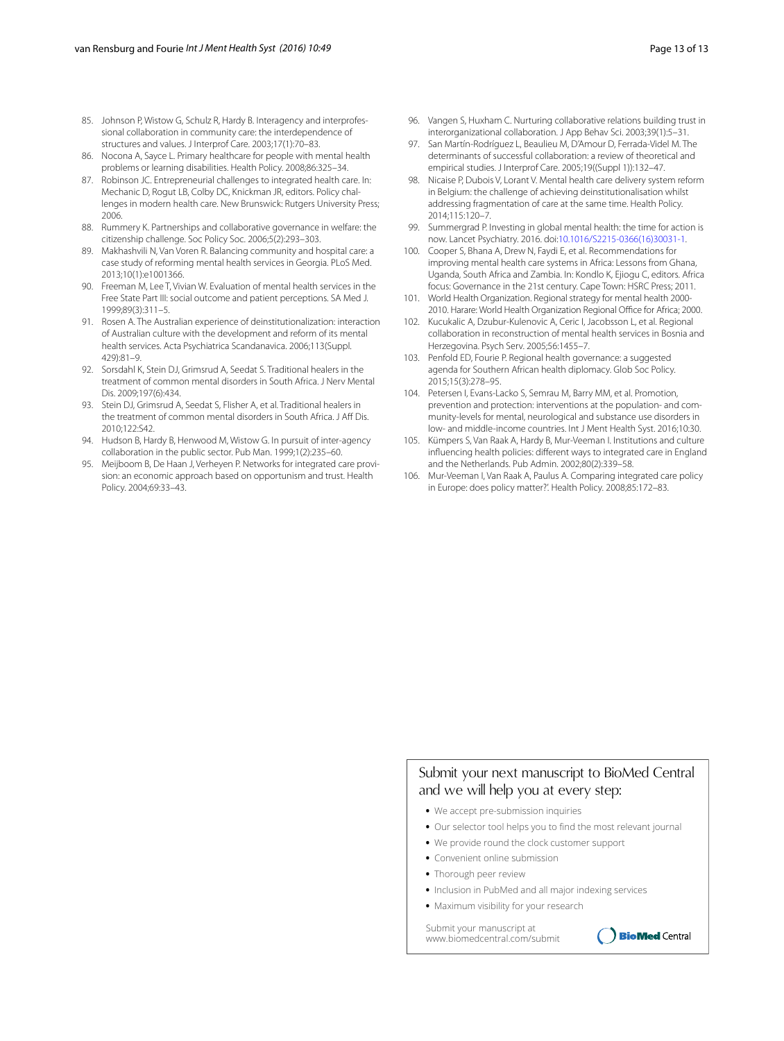85. Johnson P, Wistow G, Schulz R, Hardy B. Interagency and interprofessional collaboration in community care: the interdependence of structures and values. J Interprof Care. 2003;17(1):70–83.
86. Nocona A, Sayce L. Primary healthcare for people with mental health problems or learning disabilities. Health Policy. 2008;86:325–34.
87. Robinson JC. Entrepreneurial challenges to integrated health care. In: Mechanic D, Rogut LB, Colby DC, Knickman JR, editors. Policy challenges in modern health care. New Brunswick: Rutgers University Press; 2006.
88. Rummery K. Partnerships and collaborative governance in welfare: the citizenship challenge. Soc Policy Soc. 2006;5(2):293–303.
89. Makhashvili N, Van Voren R. Balancing community and hospital care: a case study of reforming mental health services in Georgia. PLoS Med. 2013;10(1):e1001366.
90. Freeman M, Lee T, Vivian W. Evaluation of mental health services in the Free State Part III: social outcome and patient perceptions. SA Med J. 1999;89(3):311–5.
91. Rosen A. The Australian experience of deinstitutionalization: interaction of Australian culture with the development and reform of its mental health services. Acta Psychiatrica Scandanavica. 2006;113(Suppl. 429):81–9.
92. Sorsdahl K, Stein DJ, Grimsrud A, Seedat S. Traditional healers in the treatment of common mental disorders in South Africa. J Nerv Mental Dis. 2009;197(6):434.
93. Stein DJ, Grimsrud A, Seedat S, Flisher A, et al. Traditional healers in the treatment of common mental disorders in South Africa. J Aff Dis. 2010;122:S42.
94. Hudson B, Hardy B, Henwood M, Wistow G. In pursuit of inter-agency collaboration in the public sector. Pub Man. 1999;1(2):235–60.
95. Meijboom B, De Haan J, Verheyen P. Networks for integrated care provision: an economic approach based on opportunism and trust. Health Policy. 2004;69:33–43.
96. Vangen S, Huxham C. Nurturing collaborative relations building trust in interorganizational collaboration. J App Behav Sci. 2003;39(1):5–31.
97. San Martín-Rodríguez L, Beaulieu M, D'Amour D, Ferrada-Videl M. The determinants of successful collaboration: a review of theoretical and empirical studies. J Interprof Care. 2005;19((Suppl 1)):132–47.
98. Nicaise P, Dubois V, Lorant V. Mental health care delivery system reform in Belgium: the challenge of achieving deinstitutionalisation whilst addressing fragmentation of care at the same time. Health Policy. 2014;115:120–7.
99. Summergrad P. Investing in global mental health: the time for action is now. Lancet Psychiatry. 2016. doi:10.1016/S2215-0366(16)30031-1.
100. Cooper S, Bhana A, Drew N, Faydi E, et al. Recommendations for improving mental health care systems in Africa: Lessons from Ghana, Uganda, South Africa and Zambia. In: Kondlo K, Ejiogu C, editors. Africa focus: Governance in the 21st century. Cape Town: HSRC Press; 2011.
101. World Health Organization. Regional strategy for mental health 2000-2010. Harare: World Health Organization Regional Office for Africa; 2000.
102. Kucukalic A, Dzubur-Kulenovic A, Ceric I, Jacobsson L, et al. Regional collaboration in reconstruction of mental health services in Bosnia and Herzegovina. Psych Serv. 2005;56:1455–7.
103. Penfold ED, Fourie P. Regional health governance: a suggested agenda for Southern African health diplomacy. Glob Soc Policy. 2015;15(3):278–95.
104. Petersen I, Evans-Lacko S, Semrau M, Barry MM, et al. Promotion, prevention and protection: interventions at the population- and community-levels for mental, neurological and substance use disorders in low- and middle-income countries. Int J Ment Health Syst. 2016;10:30.
105. Kümpers S, Van Raak A, Hardy B, Mur-Veeman I. Institutions and culture influencing health policies: different ways to integrated care in England and the Netherlands. Pub Admin. 2002;80(2):339–58.
106. Mur-Veeman I, Van Raak A, Paulus A. Comparing integrated care policy in Europe: does policy matter?'. Health Policy. 2008;85:172–83.

Submit your next manuscript to BioMed Central and we will help you at every step:

- We accept pre-submission inquiries
- Our selector tool helps you to find the most relevant journal
- We provide round the clock customer support
- Convenient online submission
- Thorough peer review
- Inclusion in PubMed and all major indexing services
- Maximum visibility for your research

Submit your manuscript at
www.biomedcentral.com/submit

BioMed Central